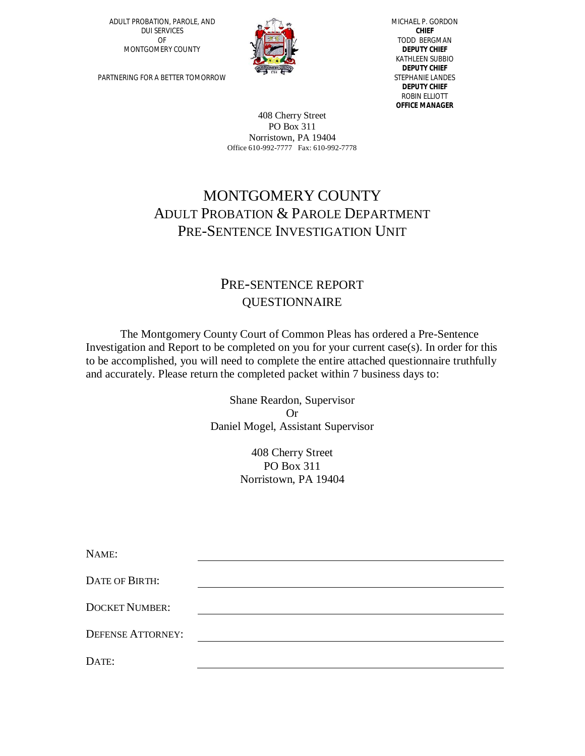ADULT PROBATION, PAROLE, AND
DUI SERVICES
OF
MONTGOMERY COUNTY

PARTNERING FOR A BETTER TOMORROW

MICHAEL P. GORDON
**CHIEF**
TODD BERGMAN
**DEPUTY CHIEF**
KATHLEEN SUBBIO
**DEPUTY CHIEF**
STEPHANIE LANDES
**DEPUTY CHIEF**
ROBIN ELLIOTT
**OFFICE MANAGER**

408 Cherry Street
PO Box 311
Norristown, PA 19404
Office 610-992-7777 Fax: 610-992-7778

# MONTGOMERY COUNTY
# ADULT PROBATION & PAROLE DEPARTMENT
# PRE-SENTENCE INVESTIGATION UNIT

## PRE-SENTENCE REPORT QUESTIONNAIRE

The Montgomery County Court of Common Pleas has ordered a Pre-Sentence Investigation and Report to be completed on you for your current case(s). In order for this to be accomplished, you will need to complete the entire attached questionnaire truthfully and accurately. Please return the completed packet within 7 business days to:

Shane Reardon, Supervisor
Or
Daniel Mogel, Assistant Supervisor

408 Cherry Street
PO Box 311
Norristown, PA 19404

NAME: ______________________________

DATE OF BIRTH: ______________________________

DOCKET NUMBER: ______________________________

DEFENSE ATTORNEY: ______________________________

DATE: ______________________________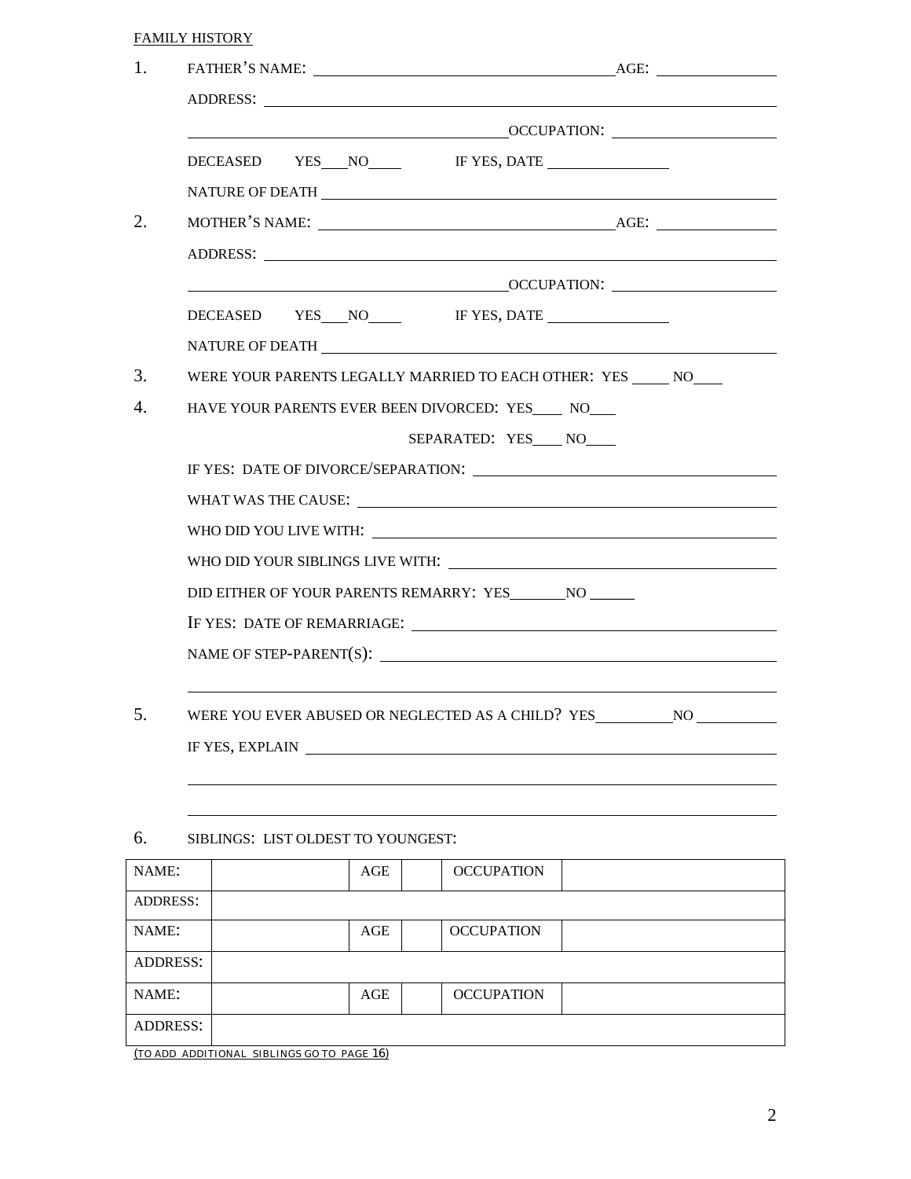FAMILY HISTORY

1. FATHER'S NAME: ______________________________ AGE: ____________

   ADDRESS: ______________________________________________

   ______________________________ OCCUPATION: ________________

   DECEASED YES___NO____ IF YES, DATE ____________

   NATURE OF DEATH ______________________________________

2. MOTHER'S NAME: ______________________________ AGE: ____________

   ADDRESS: ______________________________________________

   ______________________________ OCCUPATION: ________________

   DECEASED YES___NO____ IF YES, DATE ____________

   NATURE OF DEATH ______________________________________

3. WERE YOUR PARENTS LEGALLY MARRIED TO EACH OTHER: YES _____ NO____

4. HAVE YOUR PARENTS EVER BEEN DIVORCED: YES____ NO___

   SEPARATED: YES____ NO____

   IF YES: DATE OF DIVORCE/SEPARATION: ______________________________

   WHAT WAS THE CAUSE: ______________________________________

   WHO DID YOU LIVE WITH: ______________________________________

   WHO DID YOUR SIBLINGS LIVE WITH: ______________________________

   DID EITHER OF YOUR PARENTS REMARRY: YES_______NO ______

   IF YES: DATE OF REMARRIAGE: ______________________________

   NAME OF STEP-PARENT(S): ______________________________________

   ______________________________________________________________

5. WERE YOU EVER ABUSED OR NEGLECTED AS A CHILD? YES__________NO __________

   IF YES, EXPLAIN ______________________________________________

   ______________________________________________________________

   ______________________________________________________________

6. SIBLINGS: LIST OLDEST TO YOUNGEST:

| NAME: | | AGE | | OCCUPATION | |
|---|---|---|---|---|---|
| ADDRESS: | | | | | |
| NAME: | | AGE | | OCCUPATION | |
| ADDRESS: | | | | | |
| NAME: | | AGE | | OCCUPATION | |
| ADDRESS: | | | | | |

(TO ADD ADDITIONAL SIBLINGS GO TO PAGE 16)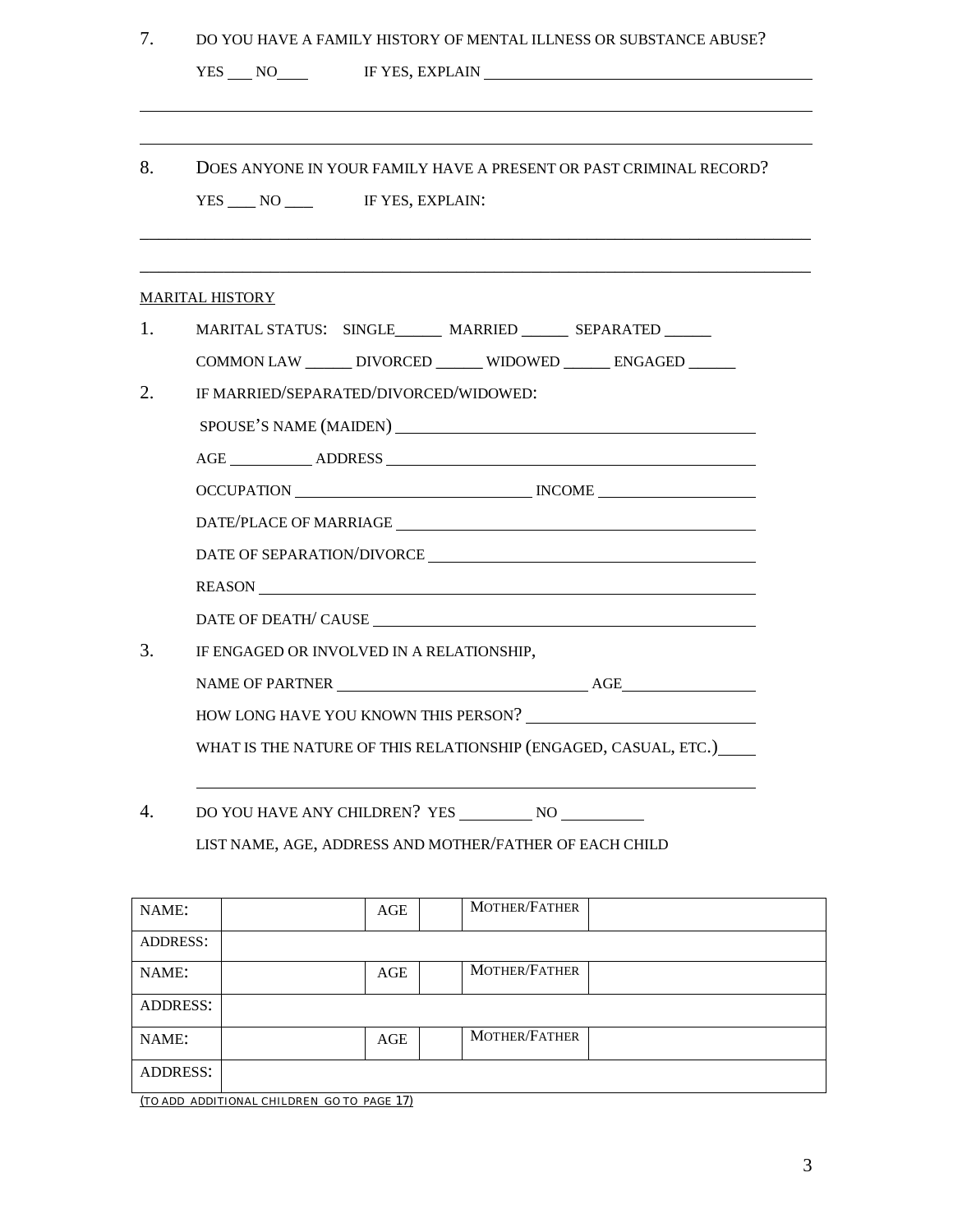7. DO YOU HAVE A FAMILY HISTORY OF MENTAL ILLNESS OR SUBSTANCE ABUSE?

   YES ___ NO____ IF YES, EXPLAIN ________________________________________

   ______________________________________________________________________________

   ______________________________________________________________________________

8. DOES ANYONE IN YOUR FAMILY HAVE A PRESENT OR PAST CRIMINAL RECORD?

   YES ___ NO ___ IF YES, EXPLAIN:

   ______________________________________________________________________________

   ______________________________________________________________________________

MARITAL HISTORY

1. MARITAL STATUS: SINGLE______ MARRIED ______ SEPARATED ______

   COMMON LAW ______ DIVORCED ______ WIDOWED ______ ENGAGED ______

2. IF MARRIED/SEPARATED/DIVORCED/WIDOWED:

   SPOUSE'S NAME (MAIDEN) ________________________________________

   AGE __________ ADDRESS ________________________________________

   OCCUPATION ____________________________ INCOME ____________________

   DATE/PLACE OF MARRIAGE ________________________________________

   DATE OF SEPARATION/DIVORCE ____________________________________

   REASON ________________________________________________________

   DATE OF DEATH/ CAUSE __________________________________________

3. IF ENGAGED OR INVOLVED IN A RELATIONSHIP,

   NAME OF PARTNER ______________________________ AGE________________

   HOW LONG HAVE YOU KNOWN THIS PERSON? ___________________________

   WHAT IS THE NATURE OF THIS RELATIONSHIP (ENGAGED, CASUAL, ETC.)____

   ______________________________________________________________________

4. DO YOU HAVE ANY CHILDREN? YES _________ NO __________

   LIST NAME, AGE, ADDRESS AND MOTHER/FATHER OF EACH CHILD

| NAME: | | AGE | | MOTHER/FATHER | |
|---|---|---|---|---|---|
| ADDRESS: | | | | | |
| NAME: | | AGE | | MOTHER/FATHER | |
| ADDRESS: | | | | | |
| NAME: | | AGE | | MOTHER/FATHER | |
| ADDRESS: | | | | | |

(TO ADD ADDITIONAL CHILDREN GO TO PAGE 17)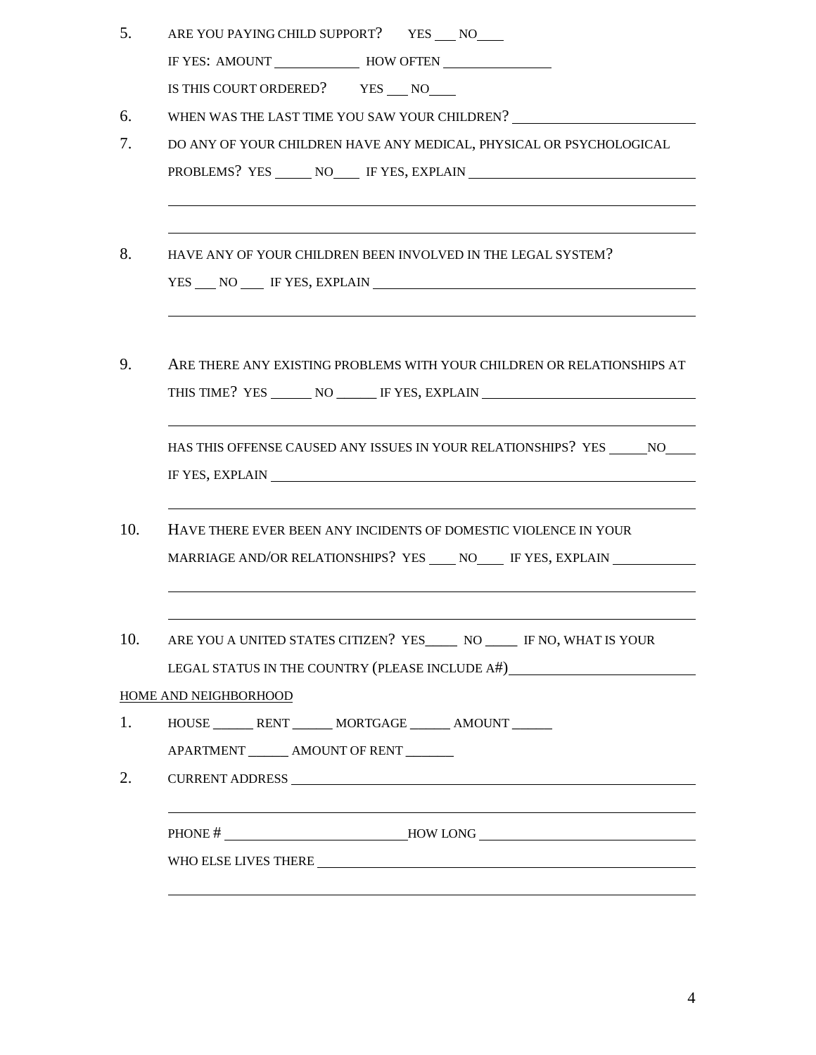5. ARE YOU PAYING CHILD SUPPORT? YES ___ NO____

   IF YES: AMOUNT ____________ HOW OFTEN _______________

   IS THIS COURT ORDERED? YES ___ NO____

6. WHEN WAS THE LAST TIME YOU SAW YOUR CHILDREN? ________________________

7. DO ANY OF YOUR CHILDREN HAVE ANY MEDICAL, PHYSICAL OR PSYCHOLOGICAL PROBLEMS? YES _____ NO____ IF YES, EXPLAIN ______________________________

   ______________________________________________________________________

   ______________________________________________________________________

8. HAVE ANY OF YOUR CHILDREN BEEN INVOLVED IN THE LEGAL SYSTEM?

   YES ___ NO ___ IF YES, EXPLAIN _____________________________________________

   ______________________________________________________________________

9. ARE THERE ANY EXISTING PROBLEMS WITH YOUR CHILDREN OR RELATIONSHIPS AT THIS TIME? YES ______ NO ______ IF YES, EXPLAIN ______________________________

   ______________________________________________________________________

   HAS THIS OFFENSE CAUSED ANY ISSUES IN YOUR RELATIONSHIPS? YES _____NO____

   IF YES, EXPLAIN ______________________________________________________

   ______________________________________________________________________

10. HAVE THERE EVER BEEN ANY INCIDENTS OF DOMESTIC VIOLENCE IN YOUR MARRIAGE AND/OR RELATIONSHIPS? YES ____ NO____ IF YES, EXPLAIN ___________

    ______________________________________________________________________

    ______________________________________________________________________

10. ARE YOU A UNITED STATES CITIZEN? YES_____ NO _____ IF NO, WHAT IS YOUR LEGAL STATUS IN THE COUNTRY (PLEASE INCLUDE A#)________________________

HOME AND NEIGHBORHOOD

1. HOUSE ______ RENT ______ MORTGAGE ______ AMOUNT ______

   APARTMENT ______ AMOUNT OF RENT _______

2. CURRENT ADDRESS _____________________________________________________

   ______________________________________________________________________

   PHONE # _________________________HOW LONG ____________________________

   WHO ELSE LIVES THERE _________________________________________________

   ______________________________________________________________________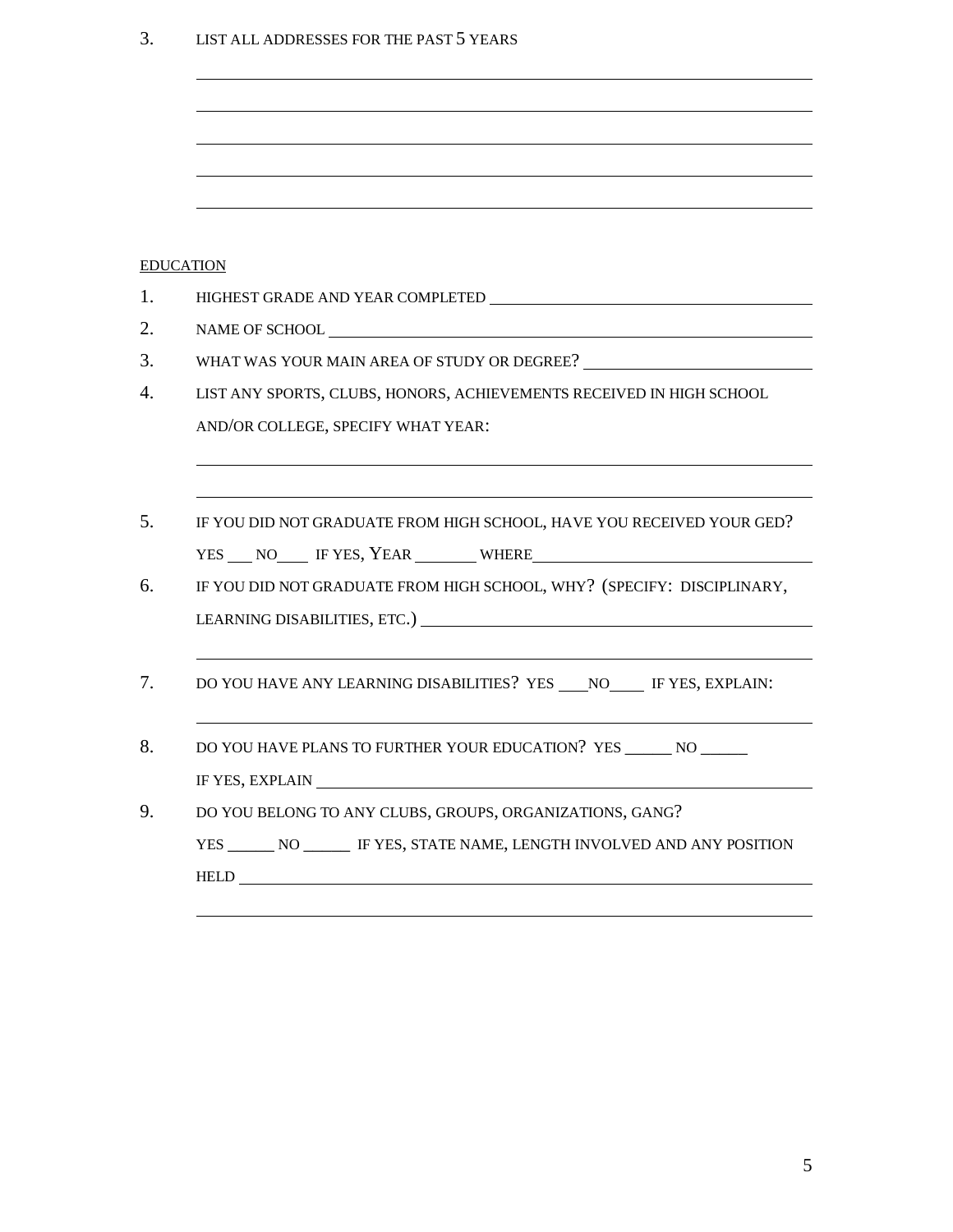3. LIST ALL ADDRESSES FOR THE PAST 5 YEARS

\_\_\_\_\_\_\_\_\_\_\_\_\_\_\_\_\_\_\_\_\_\_\_\_\_\_\_\_\_\_\_\_\_\_\_\_\_\_\_\_\_\_\_\_\_\_\_\_\_\_\_\_\_\_\_\_\_\_\_\_

\_\_\_\_\_\_\_\_\_\_\_\_\_\_\_\_\_\_\_\_\_\_\_\_\_\_\_\_\_\_\_\_\_\_\_\_\_\_\_\_\_\_\_\_\_\_\_\_\_\_\_\_\_\_\_\_\_\_\_\_

\_\_\_\_\_\_\_\_\_\_\_\_\_\_\_\_\_\_\_\_\_\_\_\_\_\_\_\_\_\_\_\_\_\_\_\_\_\_\_\_\_\_\_\_\_\_\_\_\_\_\_\_\_\_\_\_\_\_\_\_

\_\_\_\_\_\_\_\_\_\_\_\_\_\_\_\_\_\_\_\_\_\_\_\_\_\_\_\_\_\_\_\_\_\_\_\_\_\_\_\_\_\_\_\_\_\_\_\_\_\_\_\_\_\_\_\_\_\_\_\_

\_\_\_\_\_\_\_\_\_\_\_\_\_\_\_\_\_\_\_\_\_\_\_\_\_\_\_\_\_\_\_\_\_\_\_\_\_\_\_\_\_\_\_\_\_\_\_\_\_\_\_\_\_\_\_\_\_\_\_\_

EDUCATION

1. HIGHEST GRADE AND YEAR COMPLETED \_\_\_\_\_\_\_\_\_\_\_\_\_\_\_\_\_\_\_\_\_\_\_\_\_\_\_\_\_\_
2. NAME OF SCHOOL \_\_\_\_\_\_\_\_\_\_\_\_\_\_\_\_\_\_\_\_\_\_\_\_\_\_\_\_\_\_\_\_\_\_\_\_\_\_\_\_\_\_\_\_\_\_\_\_
3. WHAT WAS YOUR MAIN AREA OF STUDY OR DEGREE? \_\_\_\_\_\_\_\_\_\_\_\_\_\_\_\_\_\_\_\_\_\_
4. LIST ANY SPORTS, CLUBS, HONORS, ACHIEVEMENTS RECEIVED IN HIGH SCHOOL AND/OR COLLEGE, SPECIFY WHAT YEAR:

   \_\_\_\_\_\_\_\_\_\_\_\_\_\_\_\_\_\_\_\_\_\_\_\_\_\_\_\_\_\_\_\_\_\_\_\_\_\_\_\_\_\_\_\_\_\_\_\_\_\_\_\_\_\_\_\_\_\_\_\_

   \_\_\_\_\_\_\_\_\_\_\_\_\_\_\_\_\_\_\_\_\_\_\_\_\_\_\_\_\_\_\_\_\_\_\_\_\_\_\_\_\_\_\_\_\_\_\_\_\_\_\_\_\_\_\_\_\_\_\_\_

5. IF YOU DID NOT GRADUATE FROM HIGH SCHOOL, HAVE YOU RECEIVED YOUR GED?

   YES \_\_\_ NO\_\_\_\_ IF YES, YEAR \_\_\_\_\_\_\_ WHERE\_\_\_\_\_\_\_\_\_\_\_\_\_\_\_\_\_\_\_\_\_\_\_\_\_\_\_\_\_\_

6. IF YOU DID NOT GRADUATE FROM HIGH SCHOOL, WHY? (SPECIFY: DISCIPLINARY, LEARNING DISABILITIES, ETC.) \_\_\_\_\_\_\_\_\_\_\_\_\_\_\_\_\_\_\_\_\_\_\_\_\_\_\_\_\_\_\_\_\_\_\_\_\_\_\_\_

   \_\_\_\_\_\_\_\_\_\_\_\_\_\_\_\_\_\_\_\_\_\_\_\_\_\_\_\_\_\_\_\_\_\_\_\_\_\_\_\_\_\_\_\_\_\_\_\_\_\_\_\_\_\_\_\_\_\_\_\_

7. DO YOU HAVE ANY LEARNING DISABILITIES? YES \_\_\_\_NO\_\_\_\_ IF YES, EXPLAIN:

   \_\_\_\_\_\_\_\_\_\_\_\_\_\_\_\_\_\_\_\_\_\_\_\_\_\_\_\_\_\_\_\_\_\_\_\_\_\_\_\_\_\_\_\_\_\_\_\_\_\_\_\_\_\_\_\_\_\_\_\_

8. DO YOU HAVE PLANS TO FURTHER YOUR EDUCATION? YES \_\_\_\_\_\_ NO \_\_\_\_\_\_

   IF YES, EXPLAIN \_\_\_\_\_\_\_\_\_\_\_\_\_\_\_\_\_\_\_\_\_\_\_\_\_\_\_\_\_\_\_\_\_\_\_\_\_\_\_\_\_\_\_\_\_\_\_\_

9. DO YOU BELONG TO ANY CLUBS, GROUPS, ORGANIZATIONS, GANG?

   YES \_\_\_\_\_\_ NO \_\_\_\_\_\_ IF YES, STATE NAME, LENGTH INVOLVED AND ANY POSITION HELD \_\_\_\_\_\_\_\_\_\_\_\_\_\_\_\_\_\_\_\_\_\_\_\_\_\_\_\_\_\_\_\_\_\_\_\_\_\_\_\_\_\_\_\_\_\_\_\_\_\_\_\_\_\_

   \_\_\_\_\_\_\_\_\_\_\_\_\_\_\_\_\_\_\_\_\_\_\_\_\_\_\_\_\_\_\_\_\_\_\_\_\_\_\_\_\_\_\_\_\_\_\_\_\_\_\_\_\_\_\_\_\_\_\_\_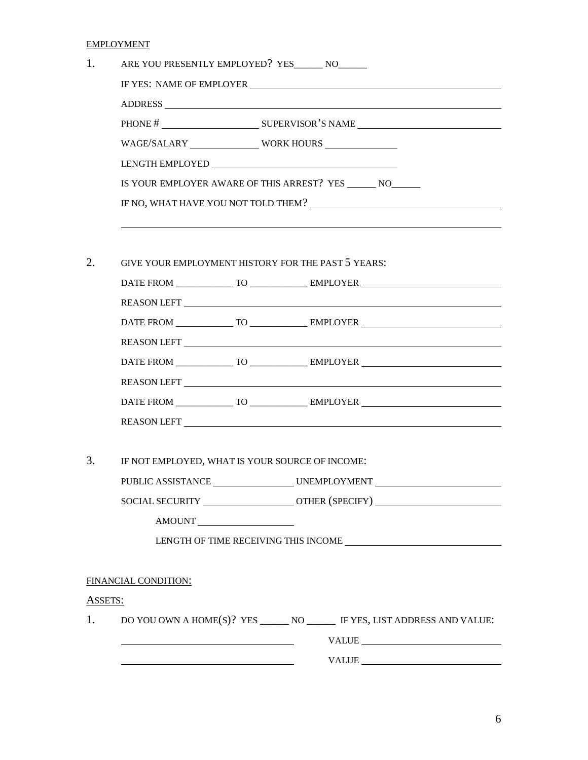EMPLOYMENT

1. ARE YOU PRESENTLY EMPLOYED? YES______ NO______

   IF YES: NAME OF EMPLOYER ____________________________________________

   ADDRESS ____________________________________________

   PHONE # ____________________ SUPERVISOR'S NAME ____________________________

   WAGE/SALARY ______________ WORK HOURS ______________

   LENGTH EMPLOYED ______________________________________

   IS YOUR EMPLOYER AWARE OF THIS ARREST? YES ______ NO______

   IF NO, WHAT HAVE YOU NOT TOLD THEM? ____________________________________

   ____________________________________________________________________________

2. GIVE YOUR EMPLOYMENT HISTORY FOR THE PAST 5 YEARS:

   DATE FROM ____________ TO ____________ EMPLOYER ____________________________

   REASON LEFT ____________________________________________

   DATE FROM ____________ TO ____________ EMPLOYER ____________________________

   REASON LEFT ____________________________________________

   DATE FROM ____________ TO ____________ EMPLOYER ____________________________

   REASON LEFT ____________________________________________

   DATE FROM ____________ TO ____________ EMPLOYER ____________________________

   REASON LEFT ____________________________________________

3. IF NOT EMPLOYED, WHAT IS YOUR SOURCE OF INCOME:

   PUBLIC ASSISTANCE ________________ UNEMPLOYMENT ____________________________

   SOCIAL SECURITY __________________ OTHER (SPECIFY) ________________________

   AMOUNT ____________________

   LENGTH OF TIME RECEIVING THIS INCOME ______________________________

FINANCIAL CONDITION:

ASSETS:

1. DO YOU OWN A HOME(S)? YES ______ NO ______ IF YES, LIST ADDRESS AND VALUE:

   __________________________________ VALUE ____________________________

   __________________________________ VALUE ____________________________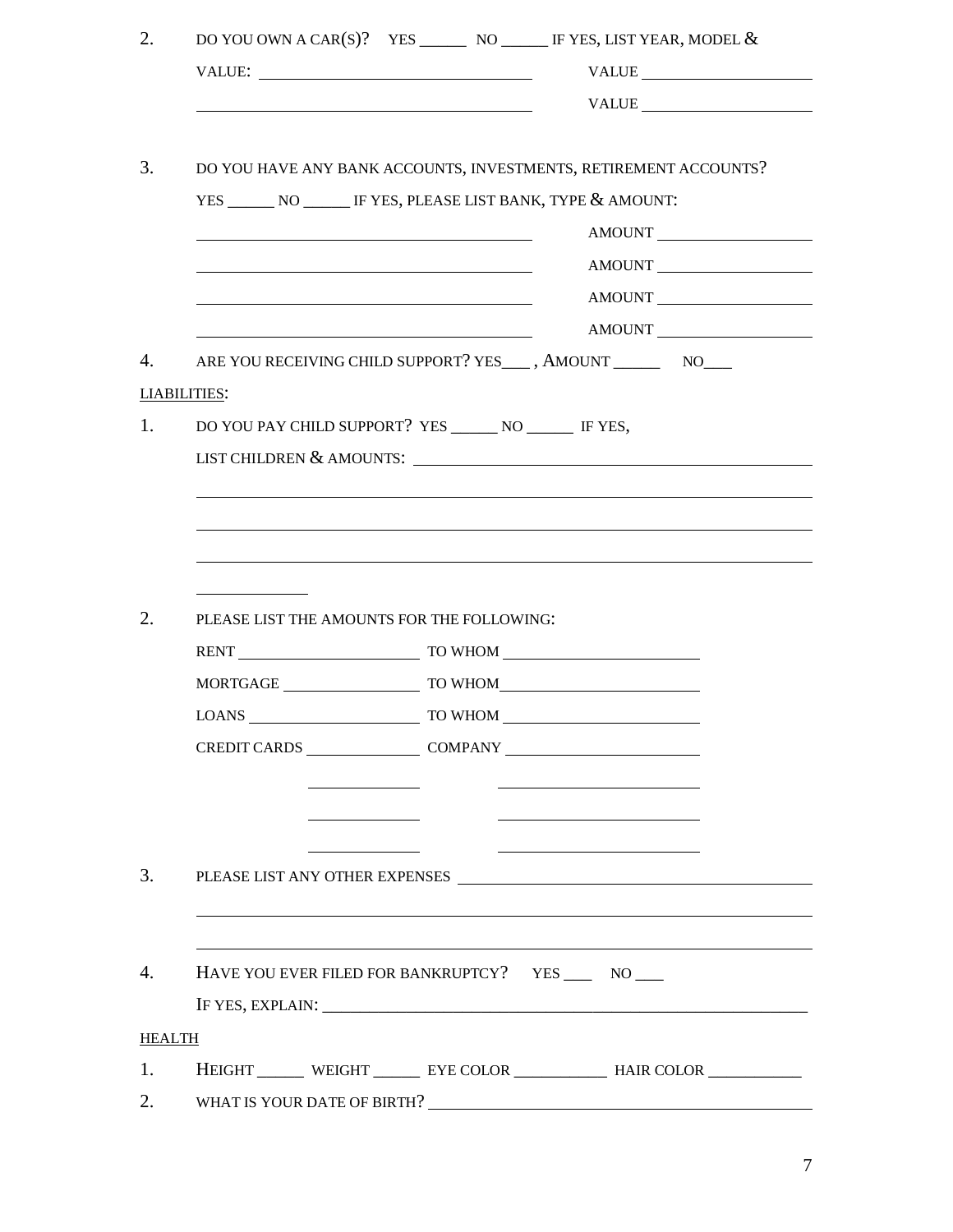2. DO YOU OWN A CAR(S)? YES ______ NO ______ IF YES, LIST YEAR, MODEL & VALUE: ________________________________ VALUE ____________________

________________________________________ VALUE ____________________

3. DO YOU HAVE ANY BANK ACCOUNTS, INVESTMENTS, RETIREMENT ACCOUNTS? YES ______ NO ______ IF YES, PLEASE LIST BANK, TYPE & AMOUNT:

________________________________________ AMOUNT ____________________

________________________________________ AMOUNT ____________________

________________________________________ AMOUNT ____________________

________________________________________ AMOUNT ____________________

4. ARE YOU RECEIVING CHILD SUPPORT? YES___ , AMOUNT ______ NO___

LIABILITIES:

1. DO YOU PAY CHILD SUPPORT? YES ______ NO ______ IF YES, LIST CHILDREN & AMOUNTS: ________________________________________________

____________________________________________________________________________

____________________________________________________________________________

____________________________________________________________________________

______________

2. PLEASE LIST THE AMOUNTS FOR THE FOLLOWING:

RENT ______________________ TO WHOM ________________________

MORTGAGE _________________ TO WHOM________________________

LOANS _____________________ TO WHOM ________________________

CREDIT CARDS ______________ COMPANY ________________________

______________ ________________________

______________ ________________________

______________ ________________________

3. PLEASE LIST ANY OTHER EXPENSES ____________________________________________

____________________________________________________________________________

____________________________________________________________________________

4. HAVE YOU EVER FILED FOR BANKRUPTCY? YES ___ NO ___

IF YES, EXPLAIN: _________________________________________________________

HEALTH

1. HEIGHT ______ WEIGHT ______ EYE COLOR ___________ HAIR COLOR ___________
2. WHAT IS YOUR DATE OF BIRTH? ____________________________________________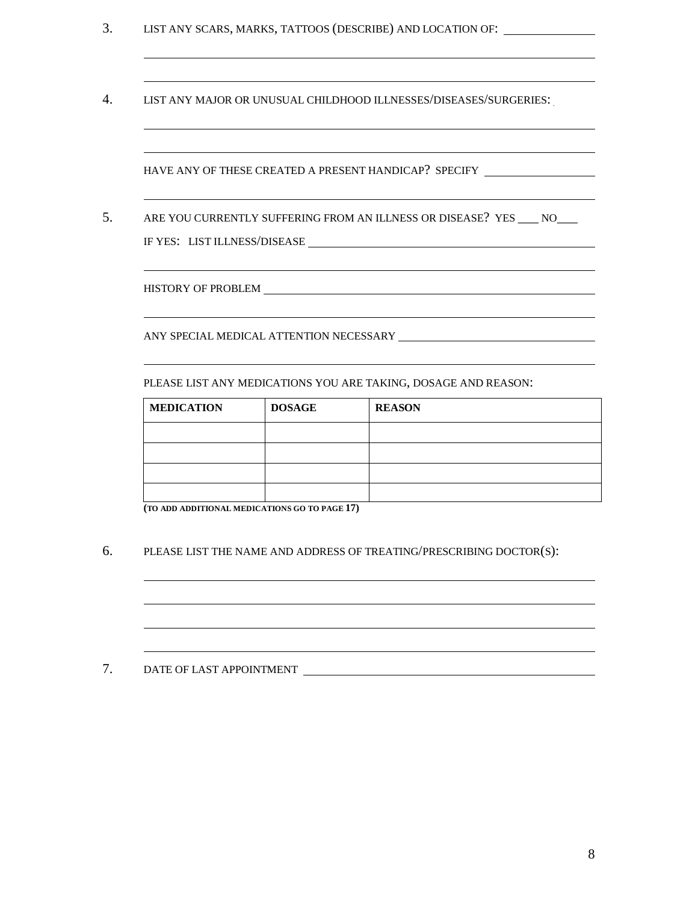3. LIST ANY SCARS, MARKS, TATTOOS (DESCRIBE) AND LOCATION OF: ______________

______________________________________________________________________

______________________________________________________________________

4. LIST ANY MAJOR OR UNUSUAL CHILDHOOD ILLNESSES/DISEASES/SURGERIES:

______________________________________________________________________

______________________________________________________________________

HAVE ANY OF THESE CREATED A PRESENT HANDICAP? SPECIFY ________________

______________________________________________________________________

5. ARE YOU CURRENTLY SUFFERING FROM AN ILLNESS OR DISEASE? YES ___ NO___

IF YES: LIST ILLNESS/DISEASE ____________________________________________

______________________________________________________________________

HISTORY OF PROBLEM ___________________________________________________

______________________________________________________________________

ANY SPECIAL MEDICAL ATTENTION NECESSARY ___________________________

______________________________________________________________________

PLEASE LIST ANY MEDICATIONS YOU ARE TAKING, DOSAGE AND REASON:

| MEDICATION | DOSAGE | REASON |
|---|---|---|
| | | |
| | | |
| | | |
| | | |

**(TO ADD ADDITIONAL MEDICATIONS GO TO PAGE 17)**

6. PLEASE LIST THE NAME AND ADDRESS OF TREATING/PRESCRIBING DOCTOR(S):

______________________________________________________________________

______________________________________________________________________

______________________________________________________________________

______________________________________________________________________

7. DATE OF LAST APPOINTMENT ______________________________________________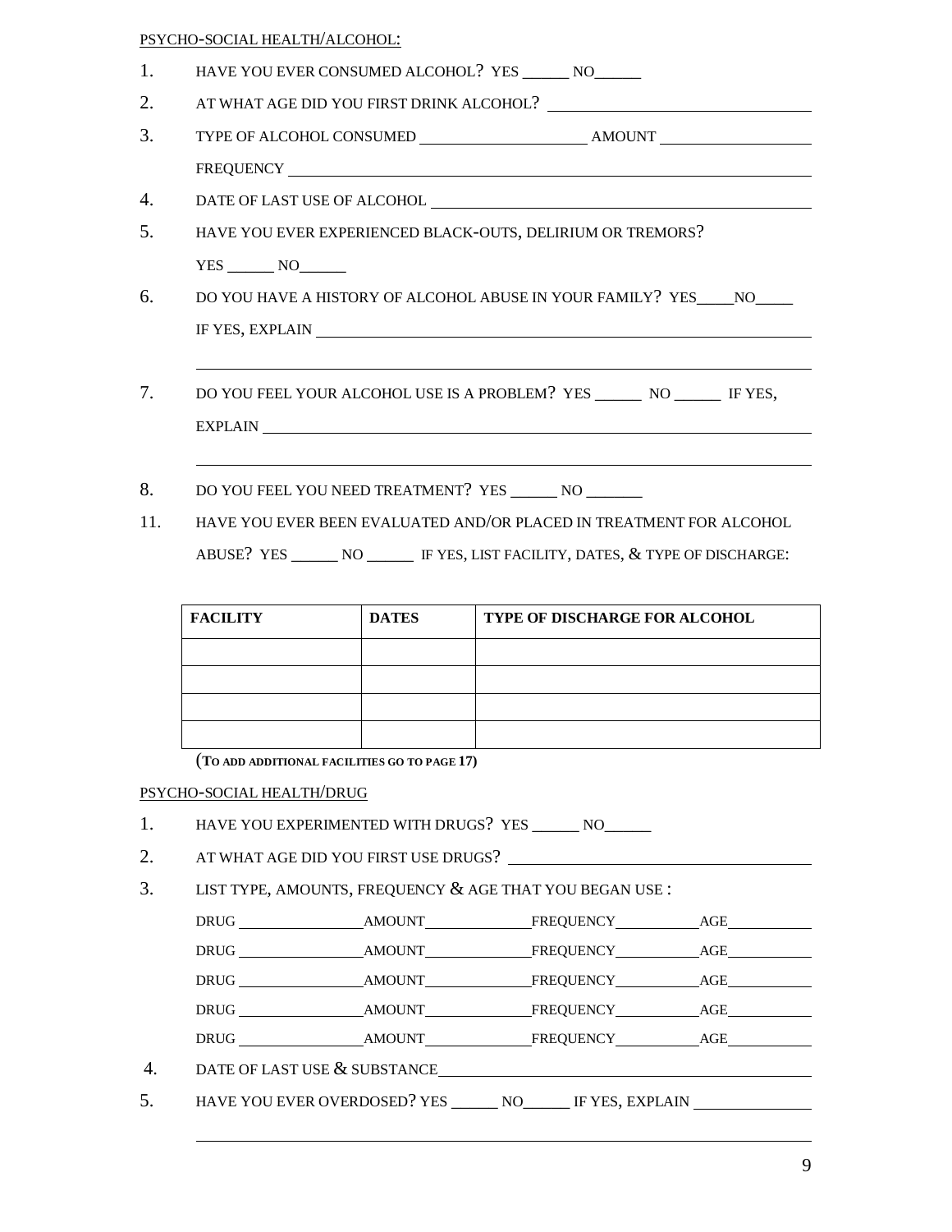PSYCHO-SOCIAL HEALTH/ALCOHOL:

1. HAVE YOU EVER CONSUMED ALCOHOL? YES ______ NO______
2. AT WHAT AGE DID YOU FIRST DRINK ALCOHOL? ________________________________
3. TYPE OF ALCOHOL CONSUMED ______________________ AMOUNT ____________________
   FREQUENCY ______________________________________________________________
4. DATE OF LAST USE OF ALCOHOL ____________________________________________
5. HAVE YOU EVER EXPERIENCED BLACK-OUTS, DELIRIUM OR TREMORS?
   YES ______ NO______
6. DO YOU HAVE A HISTORY OF ALCOHOL ABUSE IN YOUR FAMILY? YES____NO____
   IF YES, EXPLAIN ________________________________________________________
   ______________________________________________________________________
7. DO YOU FEEL YOUR ALCOHOL USE IS A PROBLEM? YES ______ NO ______ IF YES,
   EXPLAIN _______________________________________________________________
   ______________________________________________________________________
8. DO YOU FEEL YOU NEED TREATMENT? YES ______ NO _______

11. HAVE YOU EVER BEEN EVALUATED AND/OR PLACED IN TREATMENT FOR ALCOHOL ABUSE? YES ______ NO ______ IF YES, LIST FACILITY, DATES, & TYPE OF DISCHARGE:

| **FACILITY** | **DATES** | **TYPE OF DISCHARGE FOR ALCOHOL** |
|---|---|---|
| | | |
| | | |
| | | |
| | | |

(**TO ADD ADDITIONAL FACILITIES GO TO PAGE 17)**

PSYCHO-SOCIAL HEALTH/DRUG

1. HAVE YOU EXPERIMENTED WITH DRUGS? YES ______ NO______
2. AT WHAT AGE DID YOU FIRST USE DRUGS? ____________________________________
3. LIST TYPE, AMOUNTS, FREQUENCY & AGE THAT YOU BEGAN USE :
   DRUG ________________ AMOUNT ______________ FREQUENCY ____________ AGE ____________
   DRUG ________________ AMOUNT ______________ FREQUENCY ____________ AGE ____________
   DRUG ________________ AMOUNT ______________ FREQUENCY ____________ AGE ____________
   DRUG ________________ AMOUNT ______________ FREQUENCY ____________ AGE ____________
   DRUG ________________ AMOUNT ______________ FREQUENCY ____________ AGE ____________
4. DATE OF LAST USE & SUBSTANCE ___________________________________________
5. HAVE YOU EVER OVERDOSED? YES ______ NO______ IF YES, EXPLAIN _______________
   ______________________________________________________________________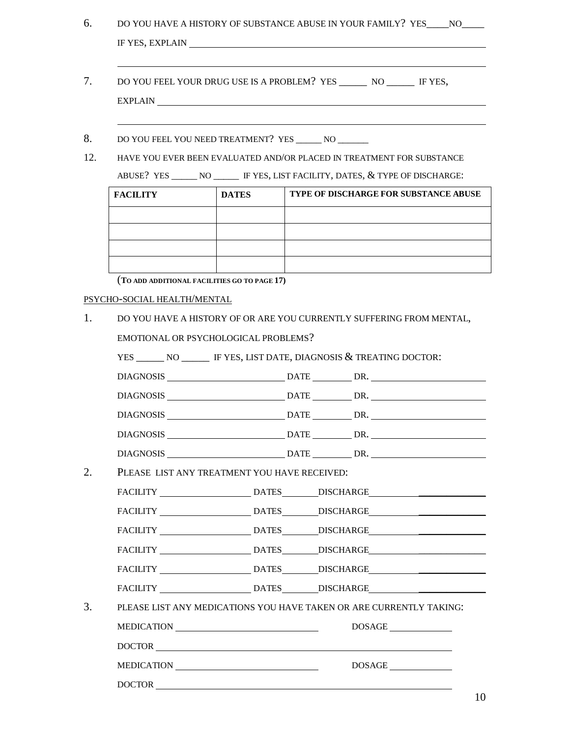6. DO YOU HAVE A HISTORY OF SUBSTANCE ABUSE IN YOUR FAMILY? YES_____ NO_____

   IF YES, EXPLAIN ______________________________________________________________

   ______________________________________________________________________________

7. DO YOU FEEL YOUR DRUG USE IS A PROBLEM? YES ______ NO ______ IF YES,

   EXPLAIN ______________________________________________________________________

   ______________________________________________________________________________

8. DO YOU FEEL YOU NEED TREATMENT? YES ______ NO _______

12. HAVE YOU EVER BEEN EVALUATED AND/OR PLACED IN TREATMENT FOR SUBSTANCE ABUSE? YES ______ NO ______ IF YES, LIST FACILITY, DATES, & TYPE OF DISCHARGE:

| FACILITY | DATES | TYPE OF DISCHARGE FOR SUBSTANCE ABUSE |
|---|---|---|
| | | |
| | | |
| | | |
| | | |

(**TO ADD ADDITIONAL FACILITIES GO TO PAGE 17**)

PSYCHO-SOCIAL HEALTH/MENTAL

1. DO YOU HAVE A HISTORY OF OR ARE YOU CURRENTLY SUFFERING FROM MENTAL, EMOTIONAL OR PSYCHOLOGICAL PROBLEMS?

   YES ______ NO ______ IF YES, LIST DATE, DIAGNOSIS & TREATING DOCTOR:

   DIAGNOSIS _________________________ DATE _________ DR. _________________________

   DIAGNOSIS _________________________ DATE _________ DR. _________________________

   DIAGNOSIS _________________________ DATE _________ DR. _________________________

   DIAGNOSIS _________________________ DATE _________ DR. _________________________

   DIAGNOSIS _________________________ DATE _________ DR. _________________________

2. PLEASE LIST ANY TREATMENT YOU HAVE RECEIVED:

   FACILITY ____________________ DATES ________ DISCHARGE _________________________

   FACILITY ____________________ DATES ________ DISCHARGE _________________________

   FACILITY ____________________ DATES ________ DISCHARGE _________________________

   FACILITY ____________________ DATES ________ DISCHARGE _________________________

   FACILITY ____________________ DATES ________ DISCHARGE _________________________

   FACILITY ____________________ DATES ________ DISCHARGE _________________________

3. PLEASE LIST ANY MEDICATIONS YOU HAVE TAKEN OR ARE CURRENTLY TAKING:

   MEDICATION ______________________________ DOSAGE ______________

   DOCTOR ___________________________________________________________

   MEDICATION ______________________________ DOSAGE ______________

   DOCTOR ___________________________________________________________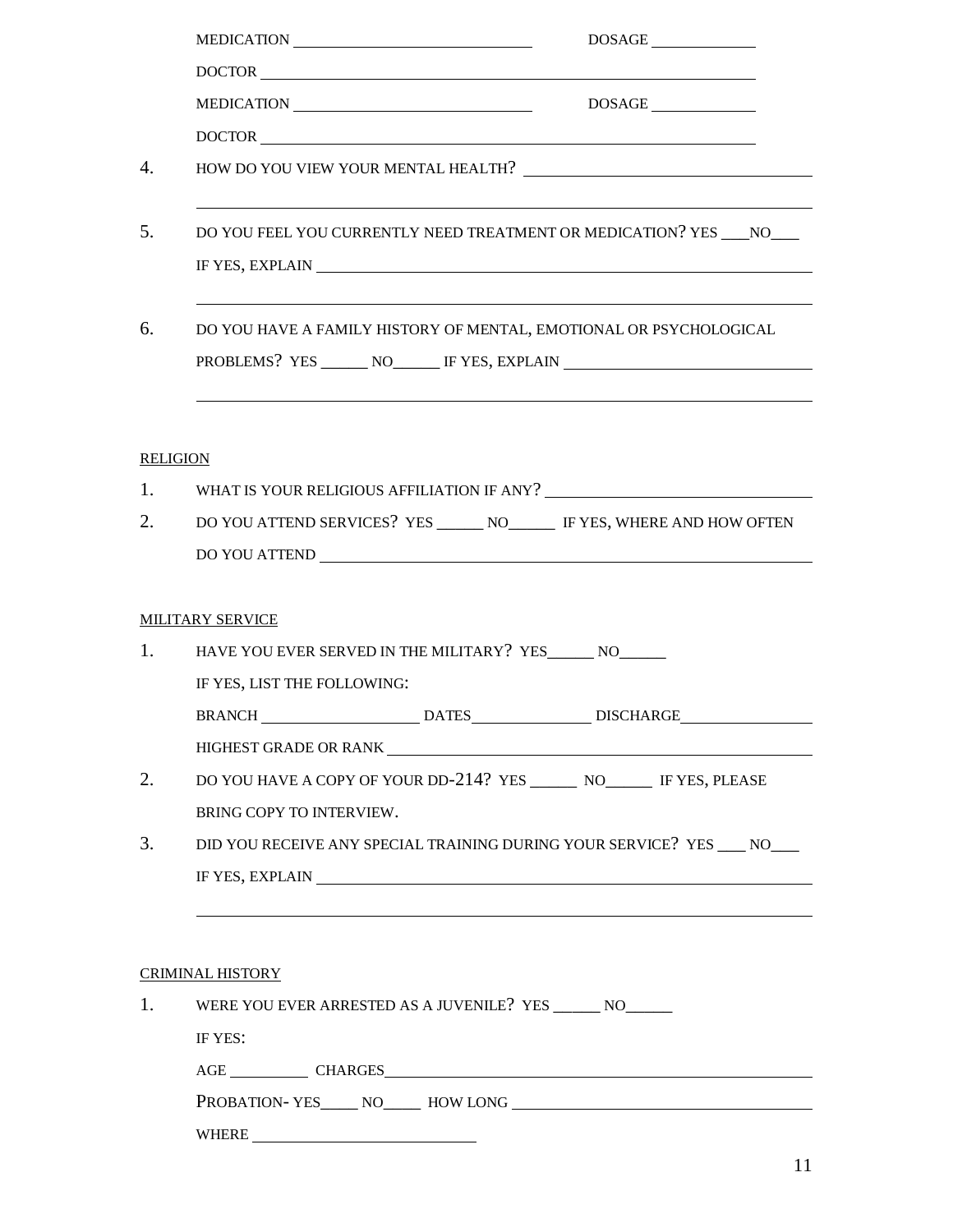MEDICATION ______________________________ DOSAGE ____________

DOCTOR ____________________________________________________________

MEDICATION ______________________________ DOSAGE ____________

DOCTOR ____________________________________________________________

4. HOW DO YOU VIEW YOUR MENTAL HEALTH? ________________________________

   ______________________________________________________________________

5. DO YOU FEEL YOU CURRENTLY NEED TREATMENT OR MEDICATION? YES ___NO___

   IF YES, EXPLAIN ______________________________________________________

   ______________________________________________________________________

6. DO YOU HAVE A FAMILY HISTORY OF MENTAL, EMOTIONAL OR PSYCHOLOGICAL PROBLEMS? YES ______ NO______ IF YES, EXPLAIN ______________________________

   ______________________________________________________________________

<u>RELIGION</u>

1. WHAT IS YOUR RELIGIOUS AFFILIATION IF ANY? ______________________________

2. DO YOU ATTEND SERVICES? YES ______ NO______ IF YES, WHERE AND HOW OFTEN DO YOU ATTEND ______________________________________________________

<u>MILITARY SERVICE</u>

1. HAVE YOU EVER SERVED IN THE MILITARY? YES______ NO______

   IF YES, LIST THE FOLLOWING:

   BRANCH ____________________ DATES _______________ DISCHARGE _________________

   HIGHEST GRADE OR RANK ________________________________________________

2. DO YOU HAVE A COPY OF YOUR DD-214? YES ______ NO______ IF YES, PLEASE BRING COPY TO INTERVIEW.

3. DID YOU RECEIVE ANY SPECIAL TRAINING DURING YOUR SERVICE? YES ___ NO___

   IF YES, EXPLAIN ______________________________________________________

   ______________________________________________________________________

<u>CRIMINAL HISTORY</u>

1. WERE YOU EVER ARRESTED AS A JUVENILE? YES ______ NO______

   IF YES:

   AGE __________ CHARGES ______________________________________________

   PROBATION- YES_____ NO_____ HOW LONG ____________________________________

   WHERE ____________________________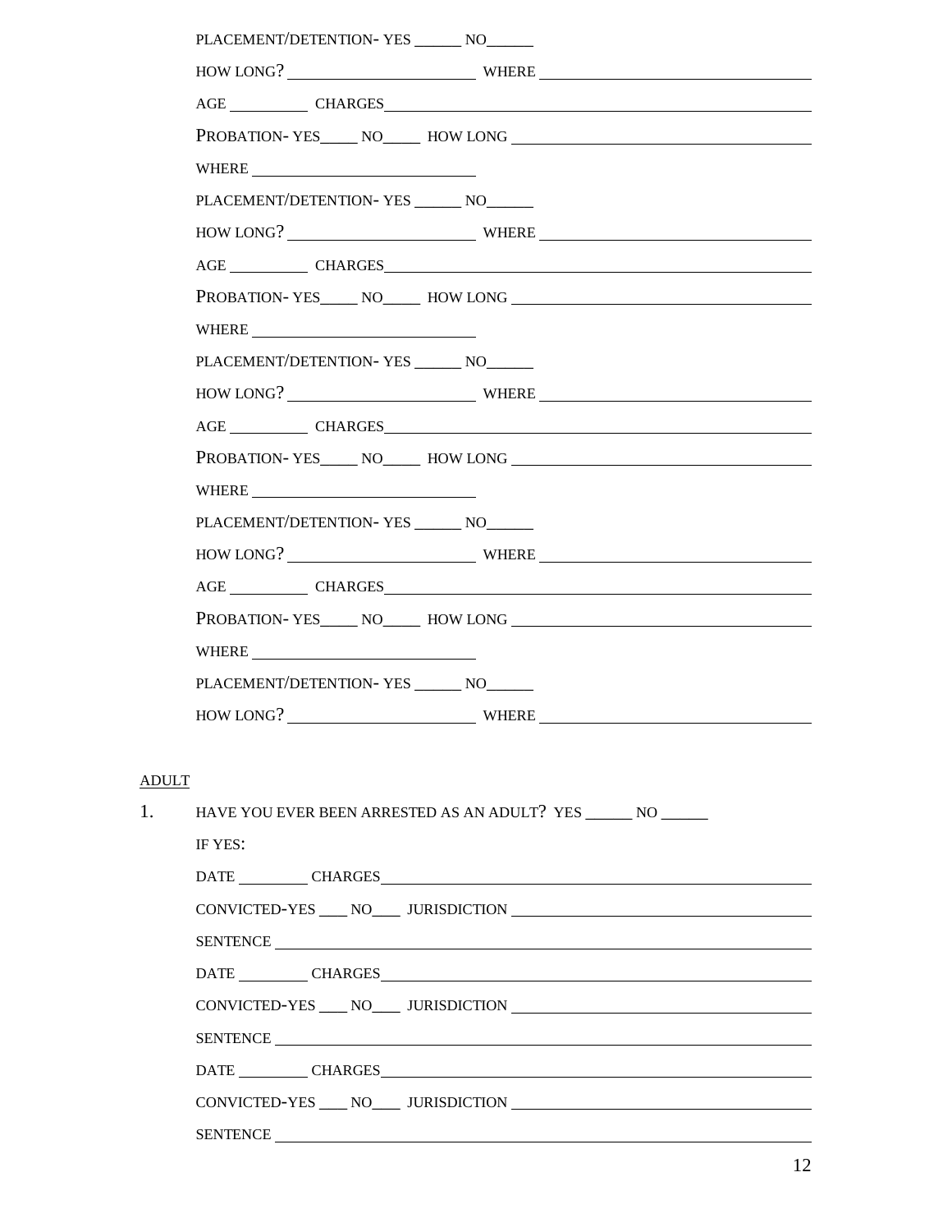PLACEMENT/DETENTION- YES ______ NO______

HOW LONG? ______________________ WHERE ________________________________

AGE __________ CHARGES____________________________________________________

PROBATION- YES_____ NO_____ HOW LONG ______________________________________

WHERE ____________________________

PLACEMENT/DETENTION- YES ______ NO______

HOW LONG? ______________________ WHERE ________________________________

AGE __________ CHARGES____________________________________________________

PROBATION- YES_____ NO_____ HOW LONG ______________________________________

WHERE ____________________________

PLACEMENT/DETENTION- YES ______ NO______

HOW LONG? ______________________ WHERE ________________________________

AGE __________ CHARGES____________________________________________________

PROBATION- YES_____ NO_____ HOW LONG ______________________________________

WHERE ____________________________

PLACEMENT/DETENTION- YES ______ NO______

HOW LONG? ______________________ WHERE ________________________________

AGE __________ CHARGES____________________________________________________

PROBATION- YES_____ NO_____ HOW LONG ______________________________________

WHERE ____________________________

PLACEMENT/DETENTION- YES ______ NO______

HOW LONG? ______________________ WHERE ________________________________

ADULT

1. HAVE YOU EVER BEEN ARRESTED AS AN ADULT? YES ______ NO ______

   IF YES:

   DATE _________ CHARGES____________________________________________________

   CONVICTED-YES ____ NO____ JURISDICTION ____________________________________

   SENTENCE ______________________________________________________________

   DATE _________ CHARGES____________________________________________________

   CONVICTED-YES ____ NO____ JURISDICTION ____________________________________

   SENTENCE ______________________________________________________________

   DATE _________ CHARGES____________________________________________________

   CONVICTED-YES ____ NO____ JURISDICTION ____________________________________

   SENTENCE ______________________________________________________________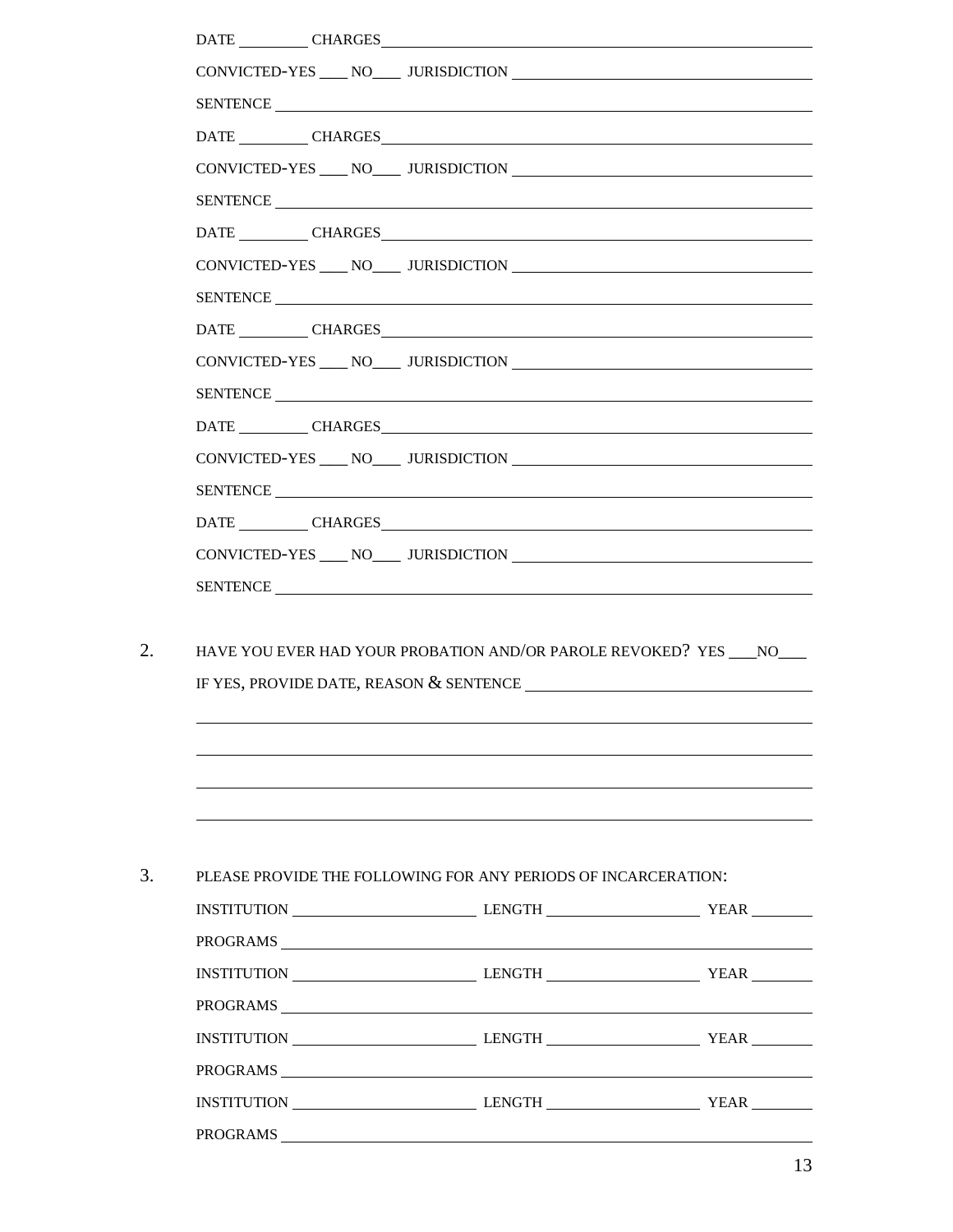DATE _________ CHARGES_______________________________________________

CONVICTED-YES ____ NO____ JURISDICTION ______________________________

SENTENCE ____________________________________________________________

DATE _________ CHARGES_______________________________________________

CONVICTED-YES ____ NO____ JURISDICTION ______________________________

SENTENCE ____________________________________________________________

DATE _________ CHARGES_______________________________________________

CONVICTED-YES ____ NO____ JURISDICTION ______________________________

SENTENCE ____________________________________________________________

DATE _________ CHARGES_______________________________________________

CONVICTED-YES ____ NO____ JURISDICTION ______________________________

SENTENCE ____________________________________________________________

DATE _________ CHARGES_______________________________________________

CONVICTED-YES ____ NO____ JURISDICTION ______________________________

SENTENCE ____________________________________________________________

DATE _________ CHARGES_______________________________________________

CONVICTED-YES ____ NO____ JURISDICTION ______________________________

SENTENCE ____________________________________________________________

2. HAVE YOU EVER HAD YOUR PROBATION AND/OR PAROLE REVOKED? YES ___NO___

   IF YES, PROVIDE DATE, REASON & SENTENCE ______________________________

   ______________________________________________________________________

   ______________________________________________________________________

   ______________________________________________________________________

   ______________________________________________________________________

3. PLEASE PROVIDE THE FOLLOWING FOR ANY PERIODS OF INCARCERATION:

   INSTITUTION ______________________ LENGTH __________________ YEAR ________

   PROGRAMS _____________________________________________________________

   INSTITUTION ______________________ LENGTH __________________ YEAR ________

   PROGRAMS _____________________________________________________________

   INSTITUTION ______________________ LENGTH __________________ YEAR ________

   PROGRAMS _____________________________________________________________

   INSTITUTION ______________________ LENGTH __________________ YEAR ________

   PROGRAMS _____________________________________________________________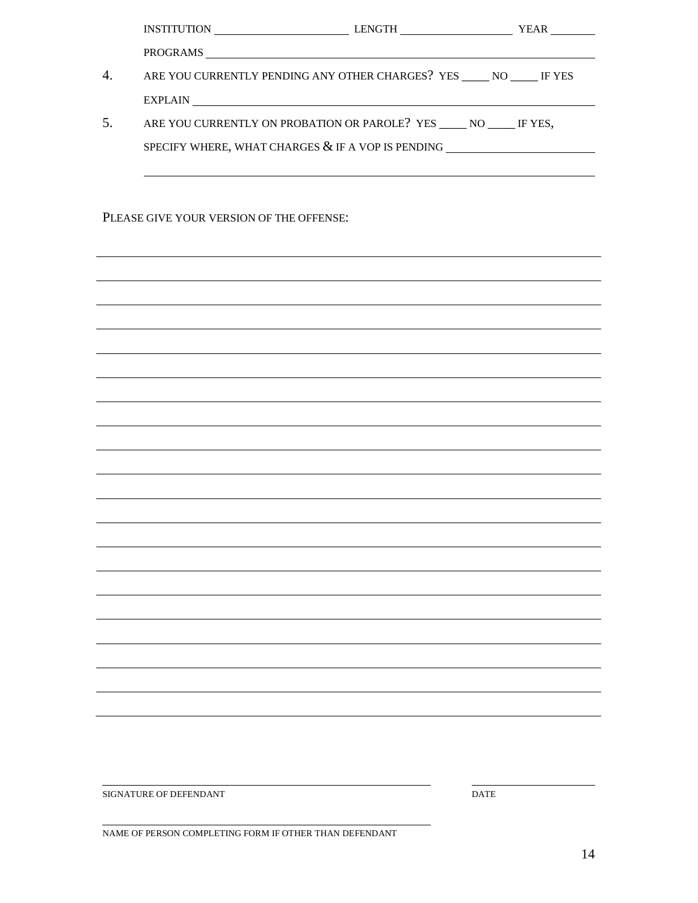INSTITUTION ______________________ LENGTH ____________________ YEAR ________

PROGRAMS ______________________________________________________________

4. ARE YOU CURRENTLY PENDING ANY OTHER CHARGES? YES _____ NO _____ IF YES

   EXPLAIN ______________________________________________________________

5. ARE YOU CURRENTLY ON PROBATION OR PAROLE? YES _____ NO _____ IF YES,

   SPECIFY WHERE, WHAT CHARGES & IF A VOP IS PENDING __________________________

   ______________________________________________________________________

PLEASE GIVE YOUR VERSION OF THE OFFENSE:

______________________________________________________________________

______________________________________________________________________

______________________________________________________________________

______________________________________________________________________

______________________________________________________________________

______________________________________________________________________

______________________________________________________________________

______________________________________________________________________

______________________________________________________________________

______________________________________________________________________

______________________________________________________________________

______________________________________________________________________

______________________________________________________________________

______________________________________________________________________

______________________________________________________________________

______________________________________________________________________

______________________________________________________________________

______________________________________________________________________

______________________________________________________________________

______________________________________________________ ____________________

SIGNATURE OF DEFENDANT DATE

______________________________________________________

NAME OF PERSON COMPLETING FORM IF OTHER THAN DEFENDANT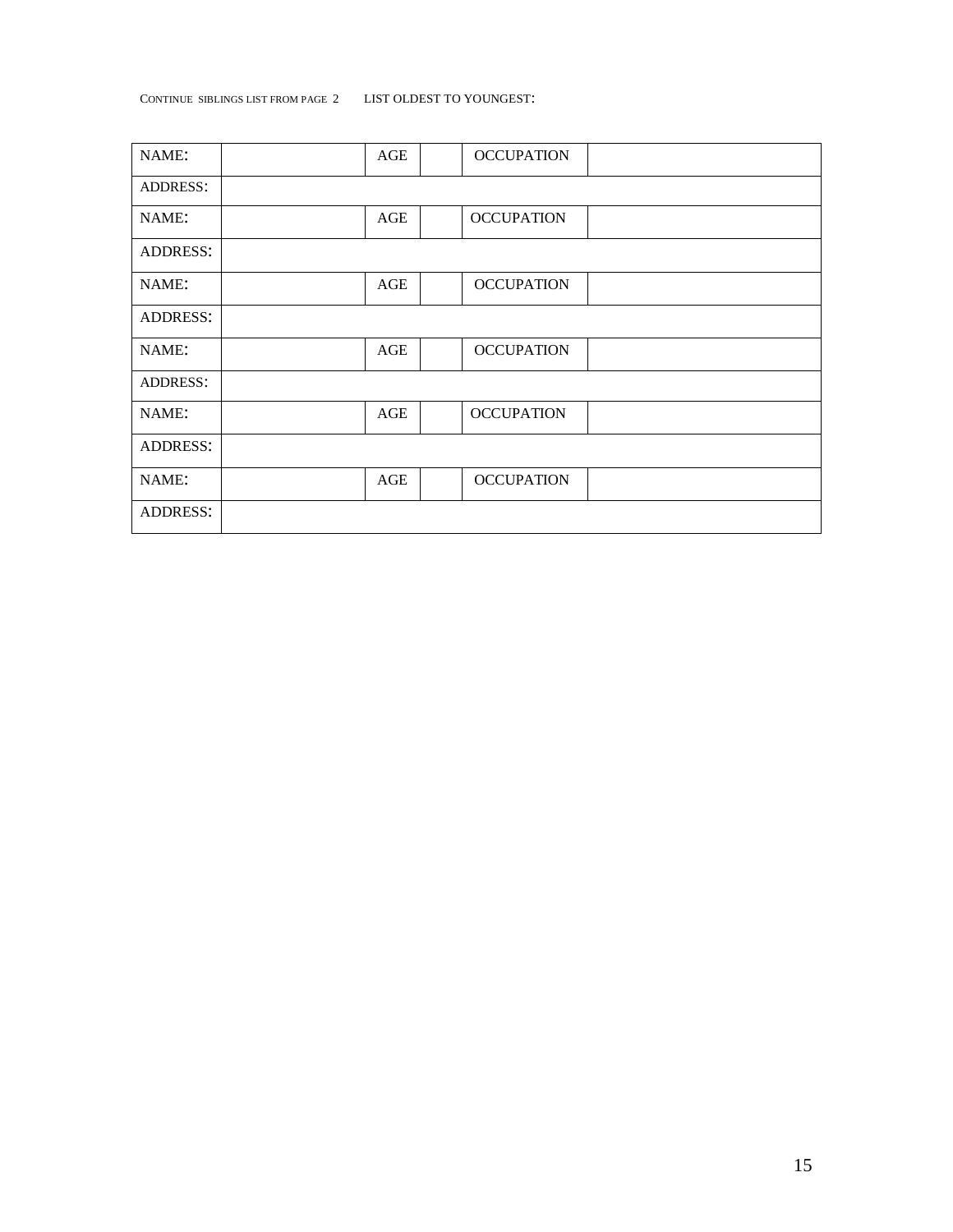CONTINUE SIBLINGS LIST FROM PAGE 2 LIST OLDEST TO YOUNGEST:

| NAME: | | AGE | | OCCUPATION | |
|---|---|---|---|---|---|
| ADDRESS: | | | | | |
| NAME: | | AGE | | OCCUPATION | |
| ADDRESS: | | | | | |
| NAME: | | AGE | | OCCUPATION | |
| ADDRESS: | | | | | |
| NAME: | | AGE | | OCCUPATION | |
| ADDRESS: | | | | | |
| NAME: | | AGE | | OCCUPATION | |
| ADDRESS: | | | | | |
| NAME: | | AGE | | OCCUPATION | |
| ADDRESS: | | | | | |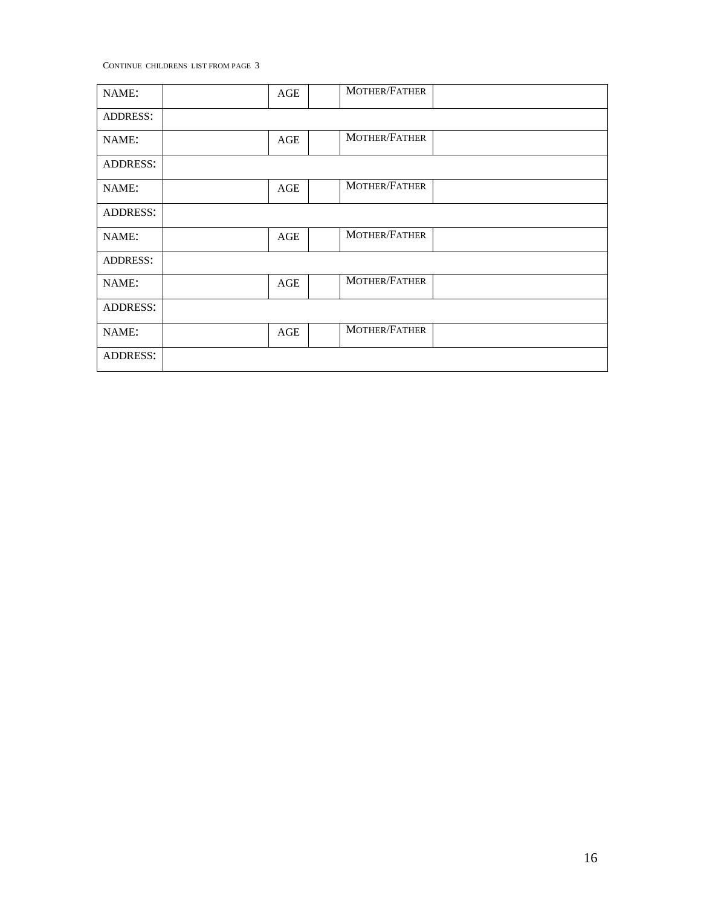CONTINUE CHILDRENS LIST FROM PAGE 3

| NAME: | | AGE | | MOTHER/FATHER | |
|---|---|---|---|---|---|
| ADDRESS: | | | | | |
| NAME: | | AGE | | MOTHER/FATHER | |
| ADDRESS: | | | | | |
| NAME: | | AGE | | MOTHER/FATHER | |
| ADDRESS: | | | | | |
| NAME: | | AGE | | MOTHER/FATHER | |
| ADDRESS: | | | | | |
| NAME: | | AGE | | MOTHER/FATHER | |
| ADDRESS: | | | | | |
| NAME: | | AGE | | MOTHER/FATHER | |
| ADDRESS: | | | | | |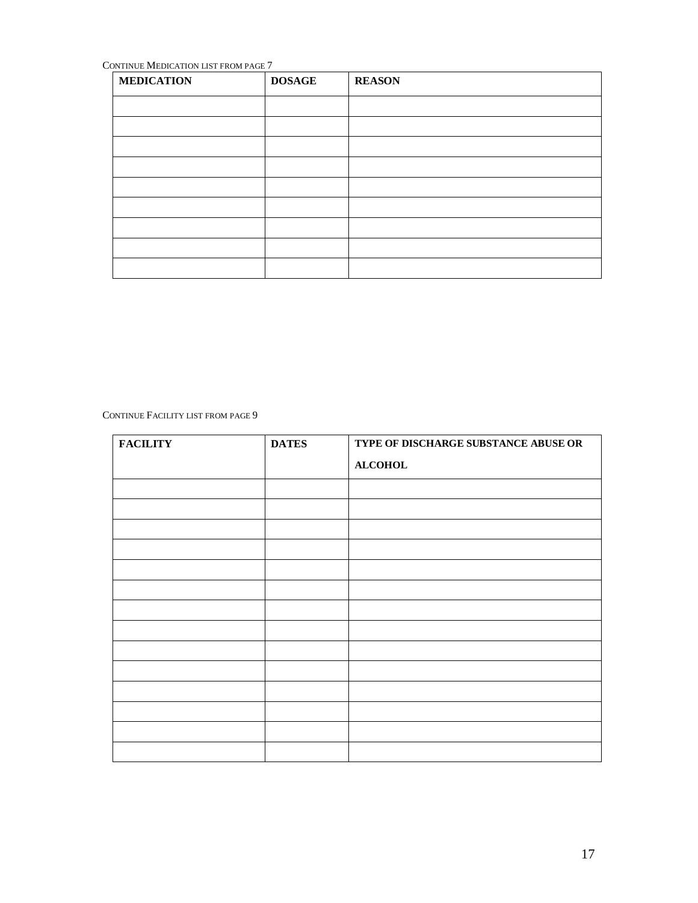CONTINUE MEDICATION LIST FROM PAGE 7

| MEDICATION | DOSAGE | REASON |
|---|---|---|
| | | |
| | | |
| | | |
| | | |
| | | |
| | | |
| | | |
| | | |
| | | |

CONTINUE FACILITY LIST FROM PAGE 9

| FACILITY | DATES | TYPE OF DISCHARGE SUBSTANCE ABUSE OR ALCOHOL |
|---|---|---|
| | | |
| | | |
| | | |
| | | |
| | | |
| | | |
| | | |
| | | |
| | | |
| | | |
| | | |
| | | |
| | | |
| | | |